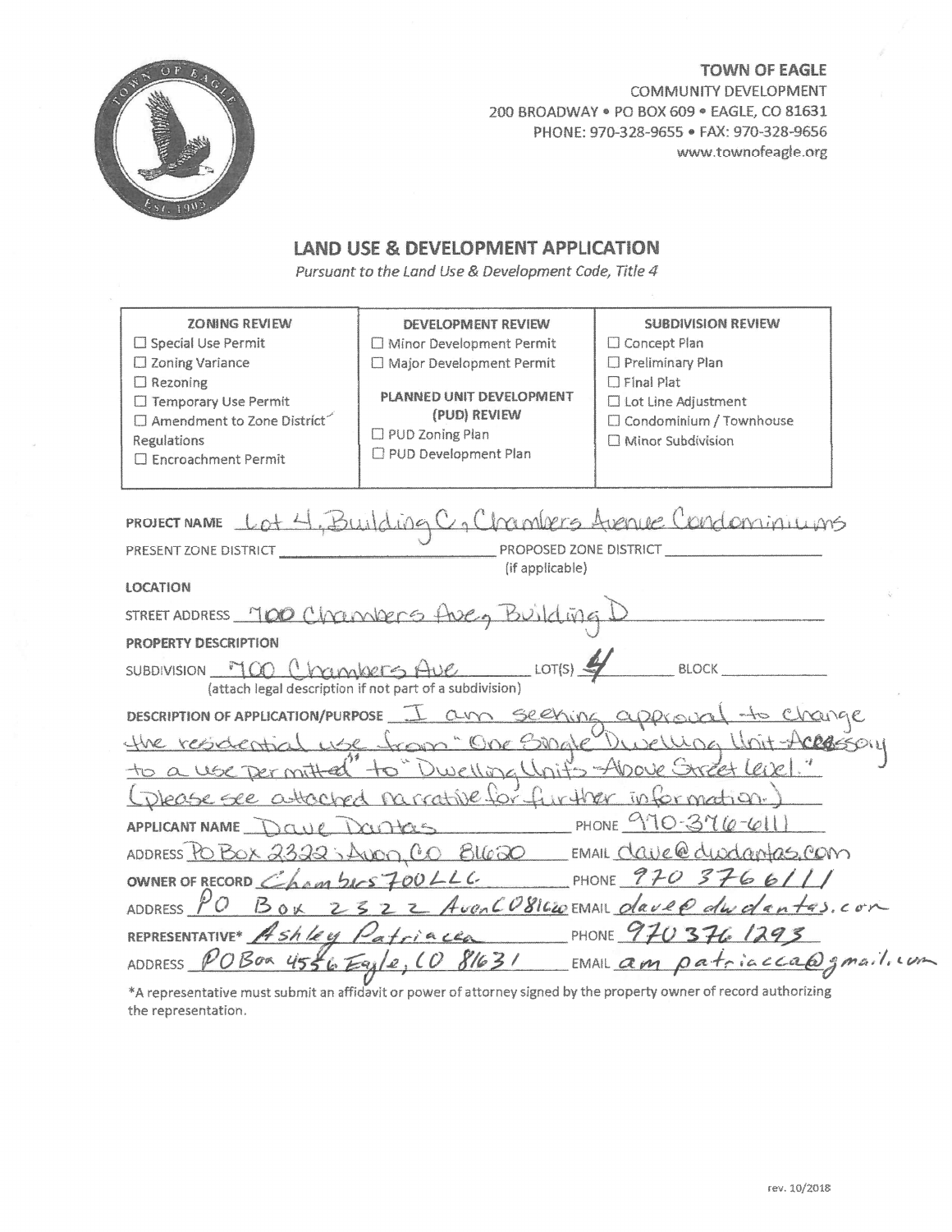**TOWN OF EAGLE**
COMMUNITY DEVELOPMENT
200 BROADWAY • PO BOX 609 • EAGLE, CO 81631
PHONE: 970-328-9655 • FAX: 970-328-9656
www.townofeagle.org

# LAND USE & DEVELOPMENT APPLICATION

*Pursuant to the Land Use & Development Code, Title 4*

| ZONING REVIEW | DEVELOPMENT REVIEW | SUBDIVISION REVIEW |
|---|---|---|
| ☐ Special Use Permit | ☐ Minor Development Permit | ☐ Concept Plan |
| ☐ Zoning Variance | ☐ Major Development Permit | ☐ Preliminary Plan |
| ☐ Rezoning | **PLANNED UNIT DEVELOPMENT (PUD) REVIEW** | ☐ Final Plat |
| ☐ Temporary Use Permit | ☐ PUD Zoning Plan | ☐ Lot Line Adjustment |
| ☐ Amendment to Zone District Regulations | ☐ PUD Development Plan | ☐ Condominium / Townhouse |
| ☐ Encroachment Permit | | ☐ Minor Subdivision |

PROJECT NAME Lot 4, Building C, Chambers Avenue Condominiums

PRESENT ZONE DISTRICT ________ PROPOSED ZONE DISTRICT ________ (if applicable)

**LOCATION**

STREET ADDRESS 700 Chambers Ave, Building D

**PROPERTY DESCRIPTION**

SUBDIVISION 700 Chambers Ave LOT(S) 4 BLOCK ________
(attach legal description if not part of a subdivision)

DESCRIPTION OF APPLICATION/PURPOSE I am seeking approval to change the residential use from "One Single Dwelling Unit-Accessory to a use permitted" to "Dwelling Units Above Street level." (please see attached narrative for further information.)

APPLICANT NAME Dave Dantas PHONE 970-376-6111
ADDRESS PO Box 2322; Avon, CO 81620 EMAIL dave@dwdantas.com

OWNER OF RECORD Chambers 700 LLC PHONE 970 376 6111
ADDRESS PO Box 2322 Avon CO 81620 EMAIL dave@dwdantas.com

REPRESENTATIVE* Ashley Patriacca PHONE 970 376 1293
ADDRESS PO Box 4556 Eagle, CO 81631 EMAIL am patriacca@gmail.com

*A representative must submit an affidavit or power of attorney signed by the property owner of record authorizing the representation.

rev. 10/2018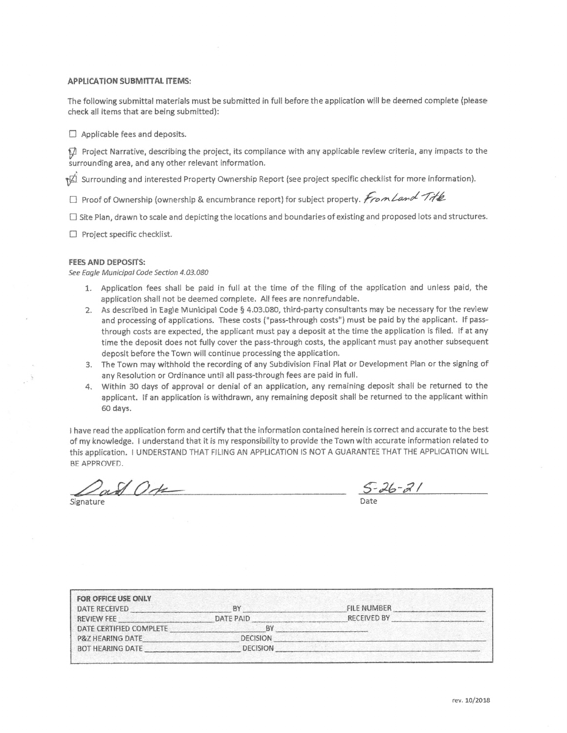**APPLICATION SUBMITTAL ITEMS:**

The following submittal materials must be submitted in full before the application will be deemed complete (please check all items that are being submitted):

- ☐ Applicable fees and deposits.
- ☑ Project Narrative, describing the project, its compliance with any applicable review criteria, any impacts to the surrounding area, and any other relevant information.
- ☑ Surrounding and interested Property Ownership Report (see project specific checklist for more information).
- ☐ Proof of Ownership (ownership & encumbrance report) for subject property. *From Land Title*
- ☐ Site Plan, drawn to scale and depicting the locations and boundaries of existing and proposed lots and structures.
- ☐ Project specific checklist.

**FEES AND DEPOSITS:**

*See Eagle Municipal Code Section 4.03.080*

1. Application fees shall be paid in full at the time of the filing of the application and unless paid, the application shall not be deemed complete. All fees are nonrefundable.
2. As described in Eagle Municipal Code § 4.03.080, third-party consultants may be necessary for the review and processing of applications. These costs ("pass-through costs") must be paid by the applicant. If pass-through costs are expected, the applicant must pay a deposit at the time the application is filed. If at any time the deposit does not fully cover the pass-through costs, the applicant must pay another subsequent deposit before the Town will continue processing the application.
3. The Town may withhold the recording of any Subdivision Final Plat or Development Plan or the signing of any Resolution or Ordinance until all pass-through fees are paid in full.
4. Within 30 days of approval or denial of an application, any remaining deposit shall be returned to the applicant. If an application is withdrawn, any remaining deposit shall be returned to the applicant within 60 days.

I have read the application form and certify that the information contained herein is correct and accurate to the best of my knowledge. I understand that it is my responsibility to provide the Town with accurate information related to this application. I UNDERSTAND THAT FILING AN APPLICATION IS NOT A GUARANTEE THAT THE APPLICATION WILL BE APPROVED.

*David Ott* — Signature

*5-26-21* — Date

**FOR OFFICE USE ONLY**

| | | | | | |
|---|---|---|---|---|---|
| DATE RECEIVED | | BY | | FILE NUMBER | |
| REVIEW FEE | | DATE PAID | | RECEIVED BY | |
| DATE CERTIFIED COMPLETE | | BY | | | |
| P&Z HEARING DATE | | DECISION | | | |
| BOT HEARING DATE | | DECISION | | | |

rev. 10/2018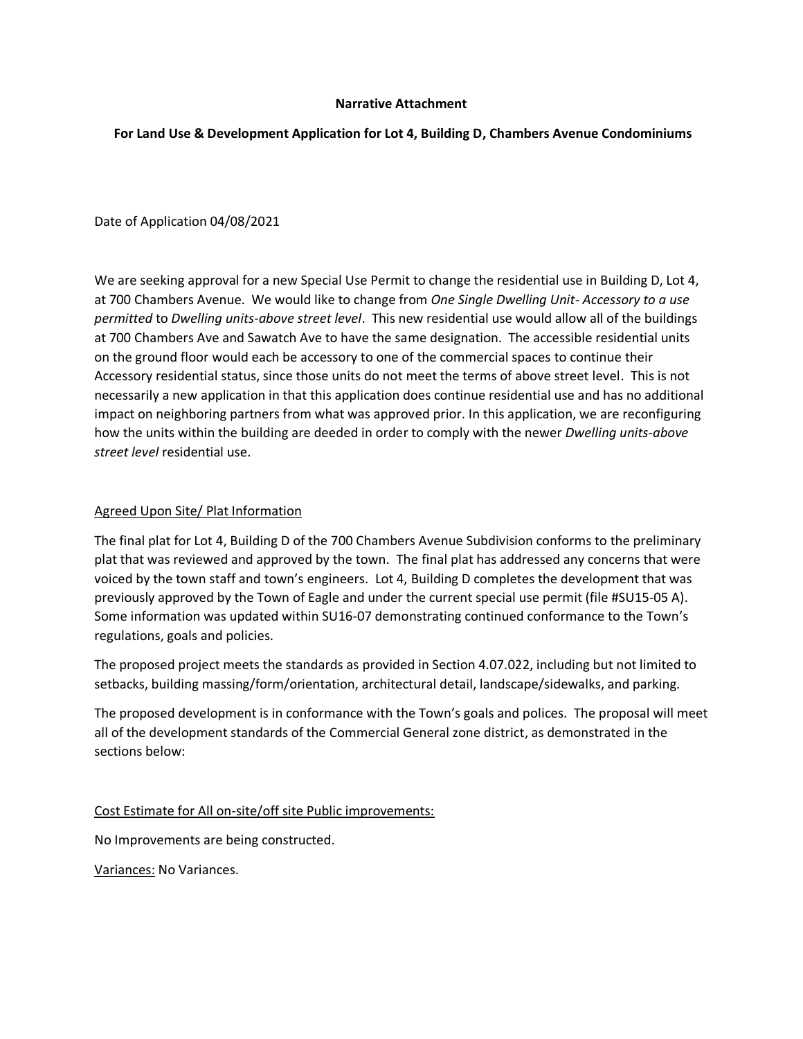**Narrative Attachment**

**For Land Use & Development Application for Lot 4, Building D, Chambers Avenue Condominiums**

Date of Application 04/08/2021

We are seeking approval for a new Special Use Permit to change the residential use in Building D, Lot 4, at 700 Chambers Avenue. We would like to change from *One Single Dwelling Unit- Accessory to a use permitted* to *Dwelling units-above street level*. This new residential use would allow all of the buildings at 700 Chambers Ave and Sawatch Ave to have the same designation. The accessible residential units on the ground floor would each be accessory to one of the commercial spaces to continue their Accessory residential status, since those units do not meet the terms of above street level. This is not necessarily a new application in that this application does continue residential use and has no additional impact on neighboring partners from what was approved prior. In this application, we are reconfiguring how the units within the building are deeded in order to comply with the newer *Dwelling units-above street level* residential use.

<u>Agreed Upon Site/ Plat Information</u>

The final plat for Lot 4, Building D of the 700 Chambers Avenue Subdivision conforms to the preliminary plat that was reviewed and approved by the town. The final plat has addressed any concerns that were voiced by the town staff and town's engineers. Lot 4, Building D completes the development that was previously approved by the Town of Eagle and under the current special use permit (file #SU15-05 A). Some information was updated within SU16-07 demonstrating continued conformance to the Town's regulations, goals and policies.

The proposed project meets the standards as provided in Section 4.07.022, including but not limited to setbacks, building massing/form/orientation, architectural detail, landscape/sidewalks, and parking.

The proposed development is in conformance with the Town's goals and polices. The proposal will meet all of the development standards of the Commercial General zone district, as demonstrated in the sections below:

<u>Cost Estimate for All on-site/off site Public improvements:</u>

No Improvements are being constructed.

<u>Variances:</u> No Variances.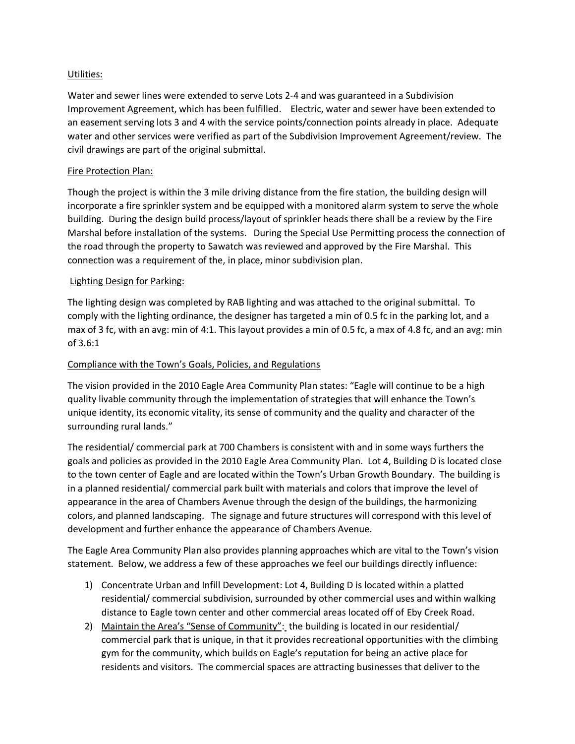Utilities:

Water and sewer lines were extended to serve Lots 2-4 and was guaranteed in a Subdivision Improvement Agreement, which has been fulfilled. Electric, water and sewer have been extended to an easement serving lots 3 and 4 with the service points/connection points already in place. Adequate water and other services were verified as part of the Subdivision Improvement Agreement/review. The civil drawings are part of the original submittal.

Fire Protection Plan:

Though the project is within the 3 mile driving distance from the fire station, the building design will incorporate a fire sprinkler system and be equipped with a monitored alarm system to serve the whole building. During the design build process/layout of sprinkler heads there shall be a review by the Fire Marshal before installation of the systems. During the Special Use Permitting process the connection of the road through the property to Sawatch was reviewed and approved by the Fire Marshal. This connection was a requirement of the, in place, minor subdivision plan.

Lighting Design for Parking:

The lighting design was completed by RAB lighting and was attached to the original submittal. To comply with the lighting ordinance, the designer has targeted a min of 0.5 fc in the parking lot, and a max of 3 fc, with an avg: min of 4:1. This layout provides a min of 0.5 fc, a max of 4.8 fc, and an avg: min of 3.6:1

Compliance with the Town's Goals, Policies, and Regulations

The vision provided in the 2010 Eagle Area Community Plan states: "Eagle will continue to be a high quality livable community through the implementation of strategies that will enhance the Town's unique identity, its economic vitality, its sense of community and the quality and character of the surrounding rural lands."

The residential/ commercial park at 700 Chambers is consistent with and in some ways furthers the goals and policies as provided in the 2010 Eagle Area Community Plan. Lot 4, Building D is located close to the town center of Eagle and are located within the Town's Urban Growth Boundary. The building is in a planned residential/ commercial park built with materials and colors that improve the level of appearance in the area of Chambers Avenue through the design of the buildings, the harmonizing colors, and planned landscaping. The signage and future structures will correspond with this level of development and further enhance the appearance of Chambers Avenue.

The Eagle Area Community Plan also provides planning approaches which are vital to the Town's vision statement. Below, we address a few of these approaches we feel our buildings directly influence:

1) Concentrate Urban and Infill Development: Lot 4, Building D is located within a platted residential/ commercial subdivision, surrounded by other commercial uses and within walking distance to Eagle town center and other commercial areas located off of Eby Creek Road.
2) Maintain the Area's "Sense of Community": the building is located in our residential/ commercial park that is unique, in that it provides recreational opportunities with the climbing gym for the community, which builds on Eagle's reputation for being an active place for residents and visitors. The commercial spaces are attracting businesses that deliver to the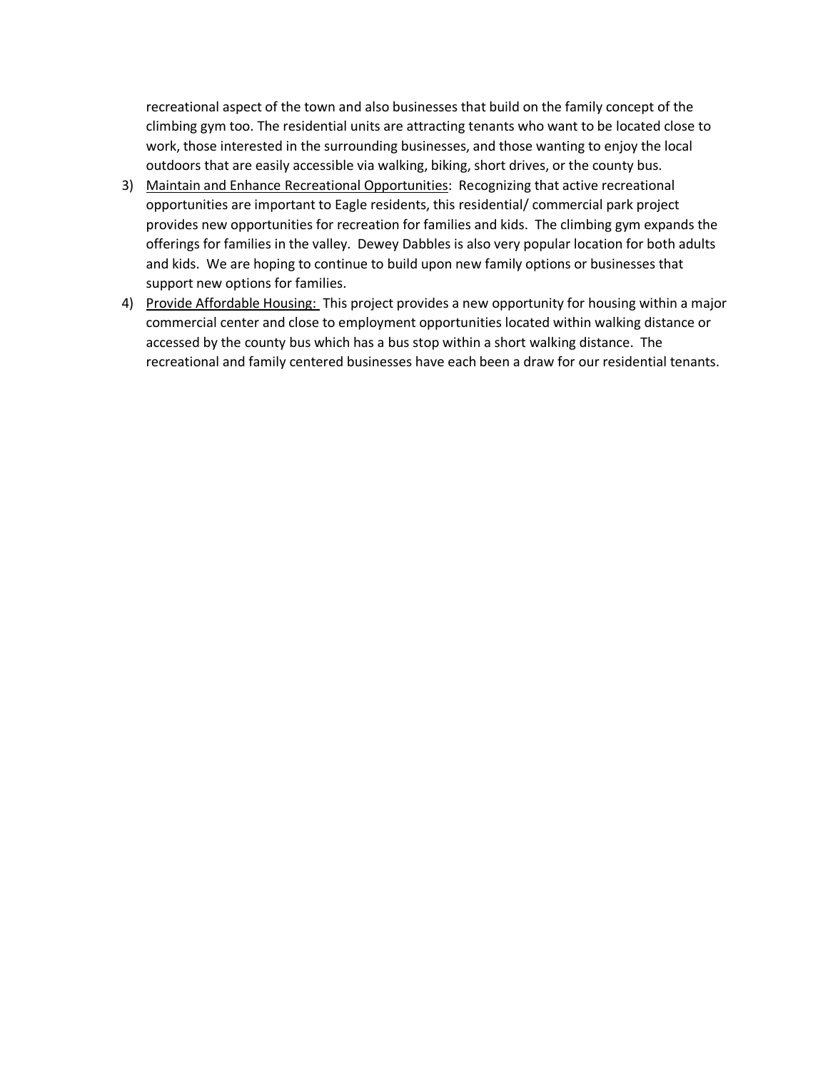recreational aspect of the town and also businesses that build on the family concept of the climbing gym too. The residential units are attracting tenants who want to be located close to work, those interested in the surrounding businesses, and those wanting to enjoy the local outdoors that are easily accessible via walking, biking, short drives, or the county bus.

3) Maintain and Enhance Recreational Opportunities: Recognizing that active recreational opportunities are important to Eagle residents, this residential/ commercial park project provides new opportunities for recreation for families and kids. The climbing gym expands the offerings for families in the valley. Dewey Dabbles is also very popular location for both adults and kids. We are hoping to continue to build upon new family options or businesses that support new options for families.
4) Provide Affordable Housing: This project provides a new opportunity for housing within a major commercial center and close to employment opportunities located within walking distance or accessed by the county bus which has a bus stop within a short walking distance. The recreational and family centered businesses have each been a draw for our residential tenants.